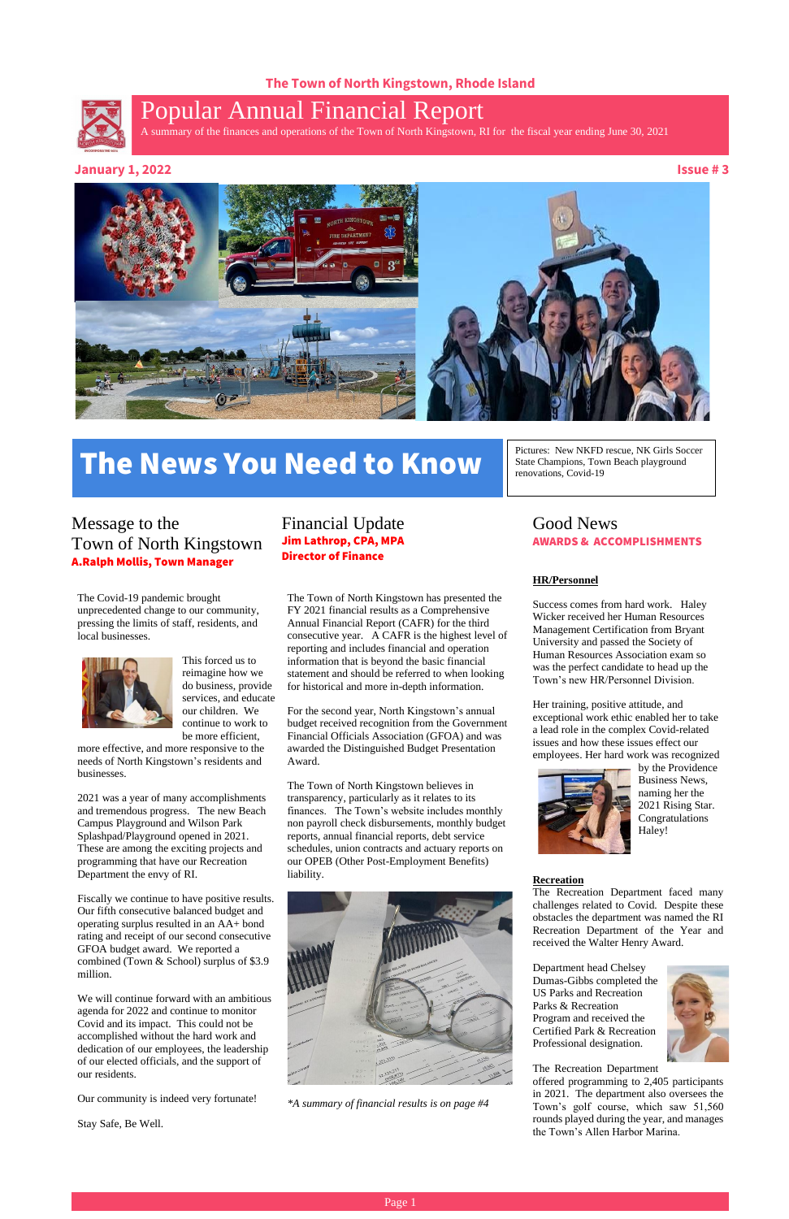The Town of North Kingstown, Rhode Island

# Popular Annual Financial Report

A summary of the finances and operations of the Town of North Kingstown, RI for the fiscal year ending June 30, 2021

January 1, 2022

Issue # 3

# The News You Need to Know

Pictures: New NKFD rescue, NK Girls Soccer State Champions, Town Beach playground renovations, Covid-19

## Message to the Town of North Kingstown

**A.Ralph Mollis, Town Manager**

The Covid-19 pandemic brought unprecedented change to our community, pressing the limits of staff, residents, and local businesses.

This forced us to reimagine how we do business, provide services, and educate our children. We continue to work to be more efficient, more effective, and more responsive to the needs of North Kingstown's residents and businesses.

2021 was a year of many accomplishments and tremendous progress. The new Beach Campus Playground and Wilson Park Splashpad/Playground opened in 2021. These are among the exciting projects and programming that have our Recreation Department the envy of RI.

Fiscally we continue to have positive results. Our fifth consecutive balanced budget and operating surplus resulted in an AA+ bond rating and receipt of our second consecutive GFOA budget award. We reported a combined (Town & School) surplus of $3.9 million.

We will continue forward with an ambitious agenda for 2022 and continue to monitor Covid and its impact. This could not be accomplished without the hard work and dedication of our employees, the leadership of our elected officials, and the support of our residents.

Our community is indeed very fortunate!

Stay Safe, Be Well.

## Financial Update

**Jim Lathrop, CPA, MPA**
**Director of Finance**

The Town of North Kingstown has presented the FY 2021 financial results as a Comprehensive Annual Financial Report (CAFR) for the third consecutive year. A CAFR is the highest level of reporting and includes financial and operation information that is beyond the basic financial statement and should be referred to when looking for historical and more in-depth information.

For the second year, North Kingstown's annual budget received recognition from the Government Financial Officials Association (GFOA) and was awarded the Distinguished Budget Presentation Award.

The Town of North Kingstown believes in transparency, particularly as it relates to its finances. The Town's website includes monthly non payroll check disbursements, monthly budget reports, annual financial reports, debt service schedules, union contracts and actuary reports on our OPEB (Other Post-Employment Benefits) liability.

*\*A summary of financial results is on page #4*

## Good News

**AWARDS & ACCOMPLISHMENTS**

**HR/Personnel**

Success comes from hard work. Haley Wicker received her Human Resources Management Certification from Bryant University and passed the Society of Human Resources Association exam so was the perfect candidate to head up the Town's new HR/Personnel Division.

Her training, positive attitude, and exceptional work ethic enabled her to take a lead role in the complex Covid-related issues and how these issues effect our employees. Her hard work was recognized by the Providence Business News, naming her the 2021 Rising Star. Congratulations Haley!

**Recreation**

The Recreation Department faced many challenges related to Covid. Despite these obstacles the department was named the RI Recreation Department of the Year and received the Walter Henry Award.

Department head Chelsey Dumas-Gibbs completed the US Parks and Recreation Parks & Recreation Program and received the Certified Park & Recreation Professional designation.

The Recreation Department offered programming to 2,405 participants in 2021. The department also oversees the Town's golf course, which saw 51,560 rounds played during the year, and manages the Town's Allen Harbor Marina.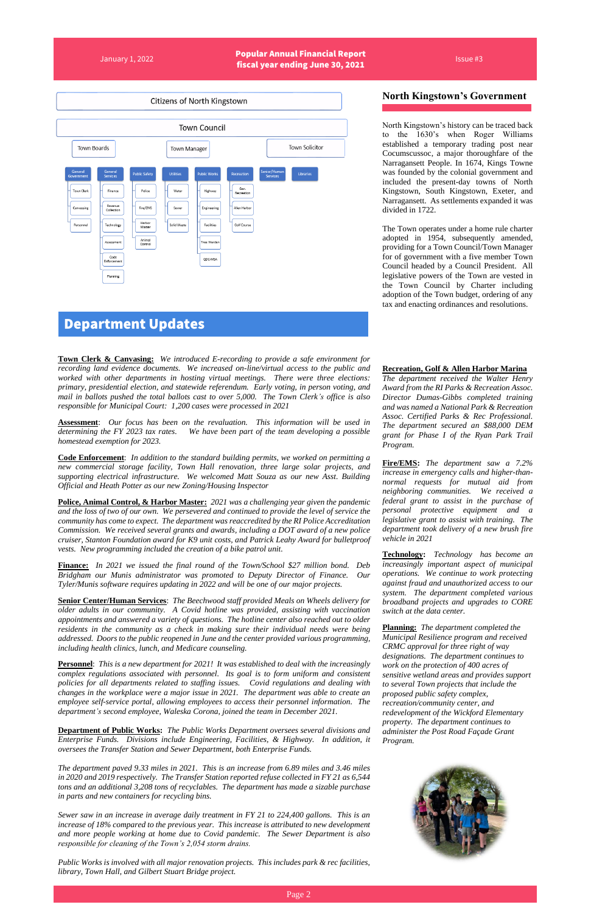January 1, 2022 | **Popular Annual Financial Report fiscal year ending June 30, 2021** | Issue #3

Citizens of North Kingstown

Town Council

Town Boards | Town Manager | Town Solicitor

- **General Government**: Town Clerk, Canvassing, Personnel
- **General Services**: Finance, Revenue Collection, Technology, Assessment, Code Enforcement, Planning
- **Public Safety**: Police, Fire/EMS, Harbor Master, Animal Control
- **Utilities**: Water, Sewer, Solid Waste
- **Public Works**: Highway, Engineering, Facilities, Tree Warden, QDC/MSA
- **Recreation**: Sen. Recreation, Allen Harbor, Golf Course
- **Senior/Human Services**
- **Libraries**

## North Kingstown's Government

North Kingstown's history can be traced back to the 1630's when Roger Williams established a temporary trading post near Cocumscussoc, a major thoroughfare of the Narragansett People. In 1674, Kings Towne was founded by the colonial government and included the present-day towns of North Kingstown, South Kingstown, Exeter, and Narragansett. As settlements expanded it was divided in 1722.

The Town operates under a home rule charter adopted in 1954, subsequently amended, providing for a Town Council/Town Manager for of government with a five member Town Council headed by a Council President. All legislative powers of the Town are vested in the Town Council by Charter including adoption of the Town budget, ordering of any tax and enacting ordinances and resolutions.

# Department Updates

**Town Clerk & Canvasing:** *We introduced E-recording to provide a safe environment for recording land evidence documents. We increased on-line/virtual access to the public and worked with other departments in hosting virtual meetings. There were three elections: primary, presidential election, and statewide referendum. Early voting, in person voting, and mail in ballots pushed the total ballots cast to over 5,000. The Town Clerk's office is also responsible for Municipal Court: 1,200 cases were processed in 2021*

**Assessment**: *Our focus has been on the revaluation. This information will be used in determining the FY 2023 tax rates. We have been part of the team developing a possible homestead exemption for 2023.*

**Code Enforcement**: *In addition to the standard building permits, we worked on permitting a new commercial storage facility, Town Hall renovation, three large solar projects, and supporting electrical infrastructure. We welcomed Matt Souza as our new Asst. Building Official and Heath Potter as our new Zoning/Housing Inspector*

**Police, Animal Control, & Harbor Master:** *2021 was a challenging year given the pandemic and the loss of two of our own. We persevered and continued to provide the level of service the community has come to expect. The department was reaccredited by the RI Police Accreditation Commission. We received several grants and awards, including a DOT award of a new police cruiser, Stanton Foundation award for K9 unit costs, and Patrick Leahy Award for bulletproof vests. New programming included the creation of a bike patrol unit.*

**Finance:** *In 2021 we issued the final round of the Town/School $27 million bond. Deb Bridgham our Munis administrator was promoted to Deputy Director of Finance. Our Tyler/Munis software requires updating in 2022 and will be one of our major projects.*

**Senior Center/Human Services**: *The Beechwood staff provided Meals on Wheels delivery for older adults in our community. A Covid hotline was provided, assisting with vaccination appointments and answered a variety of questions. The hotline center also reached out to older residents in the community as a check in making sure their individual needs were being addressed. Doors to the public reopened in June and the center provided various programming, including health clinics, lunch, and Medicare counseling.*

**Personnel**: *This is a new department for 2021! It was established to deal with the increasingly complex regulations associated with personnel. Its goal is to form uniform and consistent policies for all departments related to staffing issues. Covid regulations and dealing with changes in the workplace were a major issue in 2021. The department was able to create an employee self-service portal, allowing employees to access their personnel information. The department's second employee, Waleska Corona, joined the team in December 2021.*

**Department of Public Works**: *The Public Works Department oversees several divisions and Enterprise Funds. Divisions include Engineering, Facilities, & Highway. In addition, it oversees the Transfer Station and Sewer Department, both Enterprise Funds.*

*The department paved 9.33 miles in 2021. This is an increase from 6.89 miles and 3.46 miles in 2020 and 2019 respectively. The Transfer Station reported refuse collected in FY 21 as 6,544 tons and an additional 3,208 tons of recyclables. The department has made a sizable purchase in parts and new containers for recycling bins.*

*Sewer saw in an increase in average daily treatment in FY 21 to 224,400 gallons. This is an increase of 18% compared to the previous year. This increase is attributed to new development and more people working at home due to Covid pandemic. The Sewer Department is also responsible for cleaning of the Town's 2,054 storm drains.*

*Public Works is involved with all major renovation projects. This includes park & rec facilities, library, Town Hall, and Gilbert Stuart Bridge project.*

**Recreation, Golf & Allen Harbor Marina**
*The department received the Walter Henry Award from the RI Parks & Recreation Assoc. Director Dumas-Gibbs completed training and was named a National Park & Recreation Assoc. Certified Parks & Rec Professional. The department secured an $88,000 DEM grant for Phase I of the Ryan Park Trail Program.*

**Fire/EMS:** *The department saw a 7.2% increase in emergency calls and higher-than-normal requests for mutual aid from neighboring communities. We received a federal grant to assist in the purchase of personal protective equipment and a legislative grant to assist with training. The department took delivery of a new brush fire vehicle in 2021*

**Technology:** *Technology has become an increasingly important aspect of municipal operations. We continue to work protecting against fraud and unauthorized access to our system. The department completed various broadband projects and upgrades to CORE switch at the data center.*

**Planning:** *The department completed the Municipal Resilience program and received CRMC approval for three right of way designations. The department continues to work on the protection of 400 acres of sensitive wetland areas and provides support to several Town projects that include the proposed public safety complex, recreation/community center, and redevelopment of the Wickford Elementary property. The department continues to administer the Post Road Façade Grant Program.*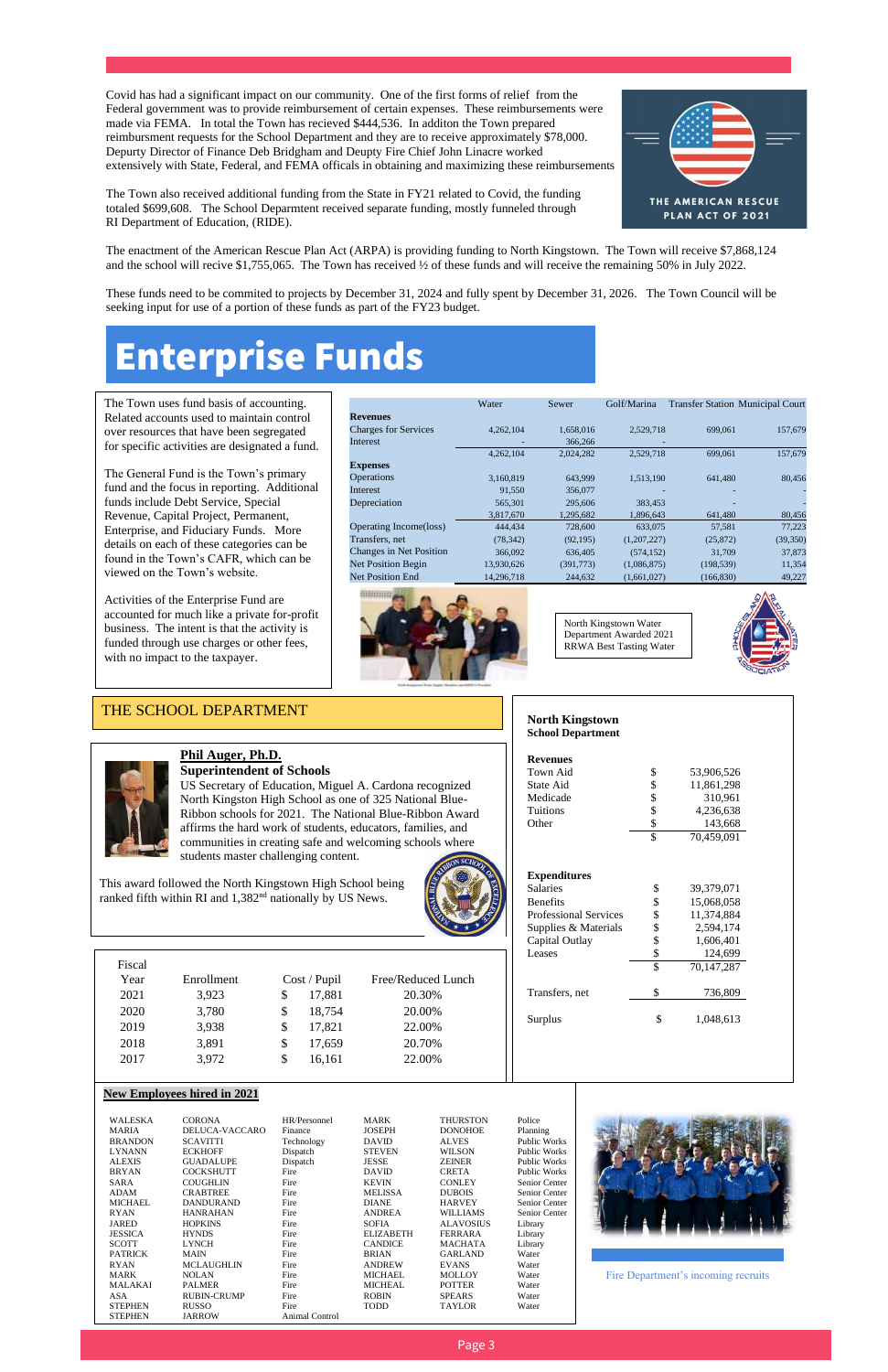Covid has had a significant impact on our community. One of the first forms of relief from the Federal government was to provide reimbursement of certain expenses. These reimbursements were made via FEMA. In total the Town has recieved $444,536. In additon the Town prepared reimbursment requests for the School Department and they are to receive approximately $78,000. Depurty Director of Finance Deb Bridgham and Deupty Fire Chief John Linacre worked extensively with State, Federal, and FEMA officals in obtaining and maximizing these reimbursements

THE AMERICAN RESCUE PLAN ACT OF 2021

The Town also received additional funding from the State in FY21 related to Covid, the funding totaled $699,608. The School Depramtent received separate funding, mostly funneled through RI Department of Education, (RIDE).

The enactment of the American Rescue Plan Act (ARPA) is providing funding to North Kingstown. The Town will receive $7,868,124 and the school will recive $1,755,065. The Town has received ½ of these funds and will receive the remaining 50% in July 2022.

These funds need to be commited to projects by December 31, 2024 and fully spent by December 31, 2026. The Town Council will be seeking input for use of a portion of these funds as part of the FY23 budget.

# Enterprise Funds

The Town uses fund basis of accounting. Related accounts used to maintain control over resources that have been segregated for specific activities are designated a fund.

The General Fund is the Town's primary fund and the focus in reporting. Additional funds include Debt Service, Special Revenue, Capital Project, Permanent, Enterprise, and Fiduciary Funds. More details on each of these categories can be found in the Town's CAFR, which can be viewed on the Town's website.

Activities of the Enterprise Fund are accounted for much like a private for-profit business. The intent is that the activity is funded through use charges or other fees, with no impact to the taxpayer.

| | Water | Sewer | Golf/Marina | Transfer Station | Municipal Court |
|---|---|---|---|---|---|
| **Revenues** | | | | | |
| Charges for Services | 4,262,104 | 1,658,016 | 2,529,718 | 699,061 | 157,679 |
| Interest | - | 366,266 | - | | |
| | 4,262,104 | 2,024,282 | 2,529,718 | 699,061 | 157,679 |
| **Expenses** | | | | | |
| Operations | 3,160,819 | 643,999 | 1,513,190 | 641,480 | 80,456 |
| Interest | 91,550 | 356,077 | - | - | - |
| Depreciation | 565,301 | 295,606 | 383,453 | - | - |
| | 3,817,670 | 1,295,682 | 1,896,643 | 641,480 | 80,456 |
| Operating Income(loss) | 444,434 | 728,600 | 633,075 | 57,581 | 77,223 |
| Transfers, net | (78,342) | (92,195) | (1,207,227) | (25,872) | (39,350) |
| Changes in Net Position | 366,092 | 636,405 | (574,152) | 31,709 | 37,873 |
| Net Position Begin | 13,930,626 | (391,773) | (1,086,875) | (198,539) | 11,354 |
| Net Position End | 14,296,718 | 244,632 | (1,661,027) | (166,830) | 49,227 |

North Kingstown Water Department Awarded 2021 RRWA Best Tasting Water

## THE SCHOOL DEPARTMENT

**Phil Auger, Ph.D.**
**Superintendent of Schools**

US Secretary of Education, Miguel A. Cardona recognized North Kingston High School as one of 325 National Blue-Ribbon schools for 2021. The National Blue-Ribbon Award affirms the hard work of students, educators, families, and communities in creating safe and welcoming schools where students master challenging content.

This award followed the North Kingstown High School being ranked fifth within RI and 1,382nd nationally by US News.

| Fiscal Year | Enrollment | Cost / Pupil | Free/Reduced Lunch |
|---|---|---|---|
| 2021 | 3,923 | $ 17,881 | 20.30% |
| 2020 | 3,780 | $ 18,754 | 20.00% |
| 2019 | 3,938 | $ 17,821 | 22.00% |
| 2018 | 3,891 | $ 17,659 | 20.70% |
| 2017 | 3,972 | $ 16,161 | 22.00% |

**North Kingstown School Department**

| | | |
|---|---|---|
| **Revenues** | | |
| Town Aid | $ | 53,906,526 |
| State Aid | $ | 11,861,298 |
| Medicade | $ | 310,961 |
| Tuitions | $ | 4,236,638 |
| Other | $ | 143,668 |
| | $ | 70,459,091 |
| **Expenditures** | | |
| Salaries | $ | 39,379,071 |
| Benefits | $ | 15,068,058 |
| Professional Services | $ | 11,374,884 |
| Supplies & Materials | $ | 2,594,174 |
| Capital Outlay | $ | 1,606,401 |
| Leases | $ | 124,699 |
| | $ | 70,147,287 |
| Transfers, net | $ | 736,809 |
| Surplus | $ | 1,048,613 |

**New Employees hired in 2021**

| | | | | | |
|---|---|---|---|---|---|
| WALESKA | CORONA | HR/Personnel | MARK | THURSTON | Police |
| MARIA | DELUCA-VACCARO | Finance | JOSEPH | DONOHOE | Planning |
| BRANDON | SCAVITTI | Technology | DAVID | ALVES | Public Works |
| LYNANN | ECKHOFF | Dispatch | STEVEN | WILSON | Public Works |
| ALEXIS | GUADALUPE | Dispatch | JESSE | ZEINER | Public Works |
| BRYAN | COCKSHUTT | Fire | DAVID | CRETA | Public Works |
| SARA | COUGHLIN | Fire | KEVIN | CONLEY | Senior Center |
| ADAM | CRABTREE | Fire | MELISSA | DUBOIS | Senior Center |
| MICHAEL | DANDURAND | Fire | DIANE | HARVEY | Senior Center |
| RYAN | HANRAHAN | Fire | ANDREA | WILLIAMS | Senior Center |
| JARED | HOPKINS | Fire | SOFIA | ALAVOSIUS | Library |
| JESSICA | HYNDS | Fire | ELIZABETH | FERRARA | Library |
| SCOTT | LYNCH | Fire | CANDICE | MACHATA | Library |
| PATRICK | MAIN | Fire | BRIAN | GARLAND | Water |
| RYAN | MCLAUGHLIN | Fire | ANDREW | EVANS | Water |
| MARK | NOLAN | Fire | MICHAEL | MOLLOY | Water |
| MALAKAI | PALMER | Fire | MICHEAL | POTTER | Water |
| ASA | RUBIN-CRUMP | Fire | ROBIN | SPEARS | Water |
| STEPHEN | RUSSO | Fire | TODD | TAYLOR | Water |
| STEPHEN | JARROW | Animal Control | | | |

Fire Department's incoming recruits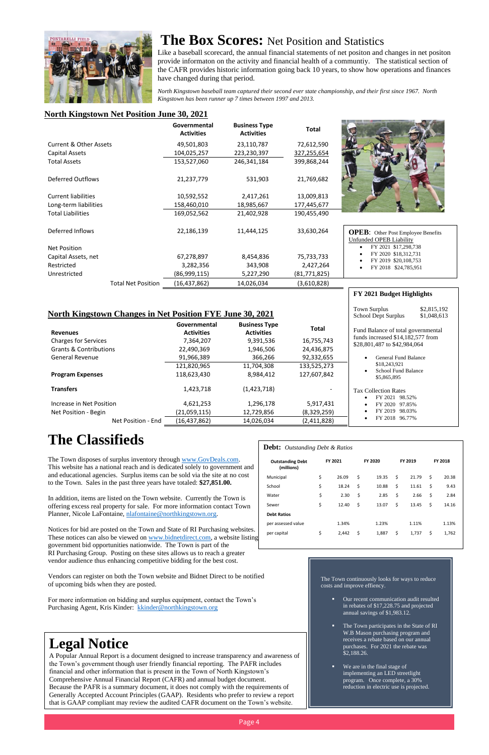# The Box Scores: Net Position and Statistics

Like a baseball scorecard, the annual financial statements of net positon and changes in net positon provide informaton on the activity and financial health of a communtiy. The statistical section of the CAFR provides historic information going back 10 years, to show how operations and finances have changed during that period.

*North Kingstown baseball team captured their second ever state championship, and their first since 1967. North Kingstown has been runner up 7 times between 1997 and 2013.*

## North Kingstown Net Position June 30, 2021

| | Governmental Activities | Business Type Activities | Total |
|---|---|---|---|
| Current & Other Assets | 49,501,803 | 23,110,787 | 72,612,590 |
| Capital Assets | 104,025,257 | 223,230,397 | 327,255,654 |
| Total Assets | 153,527,060 | 246,341,184 | 399,868,244 |
| Deferred Outflows | 21,237,779 | 531,903 | 21,769,682 |
| Current liabilities | 10,592,552 | 2,417,261 | 13,009,813 |
| Long-term liabilities | 158,460,010 | 18,985,667 | 177,445,677 |
| Total Liabilities | 169,052,562 | 21,402,928 | 190,455,490 |
| Deferred Inflows | 22,186,139 | 11,444,125 | 33,630,264 |
| Net Position | | | |
| Capital Assets, net | 67,278,897 | 8,454,836 | 75,733,733 |
| Restricted | 3,282,356 | 343,908 | 2,427,264 |
| Unrestricted | (86,999,115) | 5,227,290 | (81,771,825) |
| Total Net Position | (16,437,862) | 14,026,034 | (3,610,828) |

**OPEB**: Other Post Employee Benefits
Unfunded OPEB Liability
- FY 2021 $17,298,738
- FY 2020 $18,312,731
- FY 2019 $20,108,753
- FY 2018 $24,785,951

## North Kingstown Changes in Net Position FYE June 30, 2021

| | Governmental Activities | Business Type Activities | Total |
|---|---|---|---|
| **Revenues** | | | |
| Charges for Services | 7,364,207 | 9,391,536 | 16,755,743 |
| Grants & Contributions | 22,490,369 | 1,946,506 | 24,436,875 |
| General Revenue | 91,966,389 | 366,266 | 92,332,655 |
| | 121,820,965 | 11,704,308 | 133,525,273 |
| **Program Expenses** | 118,623,430 | 8,984,412 | 127,607,842 |
| **Transfers** | 1,423,718 | (1,423,718) | - |
| Increase in Net Position | 4,621,253 | 1,296,178 | 5,917,431 |
| Net Position - Begin | (21,059,115) | 12,729,856 | (8,329,259) |
| Net Position - End | (16,437,862) | 14,026,034 | (2,411,828) |

**FY 2021 Budget Highlights**

| | |
|---|---|
| Town Surplus | $2,815,192 |
| School Dept Surplus | $1,048,613 |

Fund Balance of total governmental funds increased $14,182,577 from $28,801,487 to $42,984,064

- General Fund Balance $18,243,921
- School Fund Balance $5,865,895

Tax Collection Rates
- FY 2021 98.52%
- FY 2020 97.85%
- FY 2019 98.03%
- FY 2018 96.77%

# The Classifieds

The Town disposes of surplus inventory through www.GovDeals.com. This website has a national reach and is dedicated solely to government and and educational agencies. Surplus items can be sold via the site at no cost to the Town. Sales in the past three years have totaled: **$27,851.00.**

In addition, items are listed on the Town website. Currently the Town is offering excess real property for sale. For more information contact Town Planner, Nicole LaFontaine, nlafontaine@northkingstown.org.

Notices for bid are posted on the Town and State of RI Purchasing websites. These notices can also be viewed on www.bidnetdirect.com, a website listing government bid opportunities nationwide. The Town is part of the RI Purchasing Group. Posting on these sites allows us to reach a greater vendor audience thus enhancing competitive bidding for the best cost.

Vendors can register on both the Town website and Bidnet Direct to be notified of upcoming bids when they are posted.

For more information on bidding and surplus equipment, contact the Town's Purchasing Agent, Kris Kinder: kkinder@northkingstown.org

**Debt:** *Outstanding Debt & Ratios*

| Outstanding Debt (millions) | FY 2021 | FY 2020 | FY 2019 | FY 2018 |
|---|---|---|---|---|
| Municipal | $ 26.09 | $ 19.35 | $ 21.79 | $ 20.38 |
| School | $ 18.24 | $ 10.88 | $ 11.61 | $ 9.43 |
| Water | $ 2.30 | $ 2.85 | $ 2.66 | $ 2.84 |
| Sewer | $ 12.40 | $ 13.07 | $ 13.45 | $ 14.16 |
| **Debt Ratios** | | | | |
| per assessed value | 1.34% | 1.23% | 1.11% | 1.13% |
| per capital | $ 2,442 | $ 1,887 | $ 1,737 | $ 1,762 |

The Town continuously looks for ways to reduce costs and improve effiency.

- Our recent communication audit resulted in rebates of $17,228.75 and projected annual savings of $1,983.12.
- The Town participates in the State of RI W.B Mason purchasing program and receives a rebate based on our annual purchases. For 2021 the rebate was $2,188.26.
- We are in the final stage of implementing an LED streetlight program. Once complete, a 30% reduction in electric use is projected.

# Legal Notice

A Popular Annual Report is a document designed to increase transparency and awareness of the Town's government though user friendly financial reporting. The PAFR includes financial and other information that is present in the Town of North Kingstown's Comprehensive Annual Financial Report (CAFR) and annual budget document. Because the PAFR is a summary document, it does not comply with the requirements of Generally Accepted Account Principles (GAAP). Residents who prefer to review a report that is GAAP compliant may review the audited CAFR document on the Town's website.